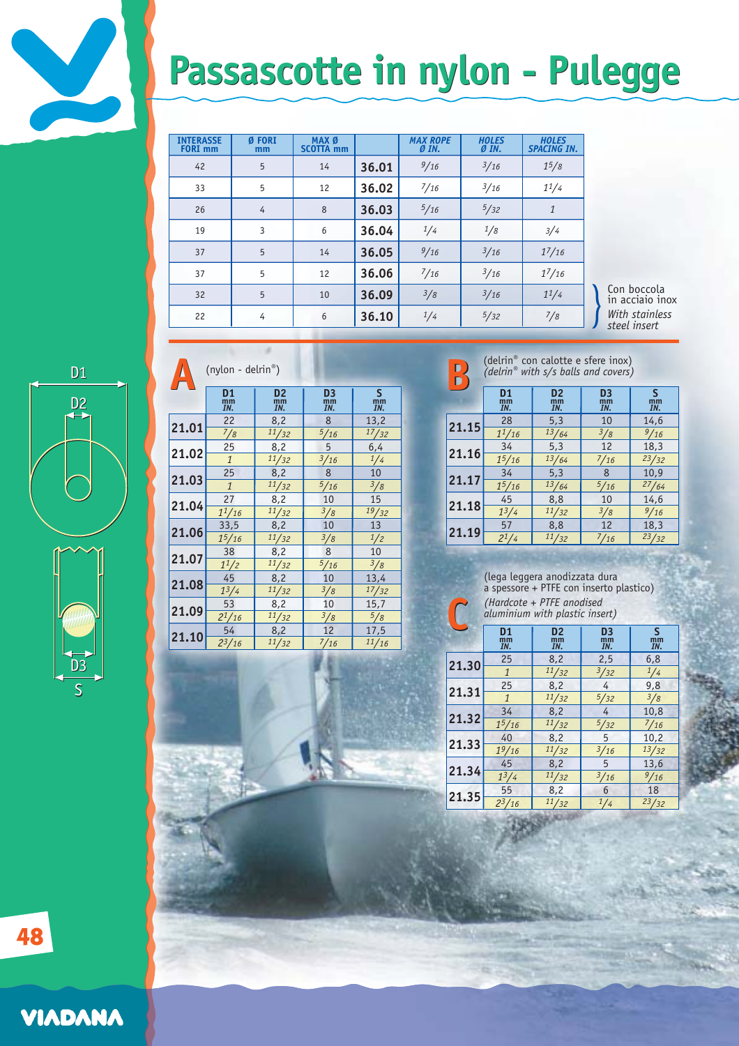# Passascotte in nylon - Pulegge

| INTERASSE FORI mm | Ø FORI mm | MAX Ø SCOTTA mm | | MAX ROPE Ø IN. | HOLES Ø IN. | HOLES SPACING IN. |
|---|---|---|---|---|---|---|
| 42 | 5 | 14 | **36.01** | 9/16 | 3/16 | 1 5/8 |
| 33 | 5 | 12 | **36.02** | 7/16 | 3/16 | 1 1/4 |
| 26 | 4 | 8 | **36.03** | 5/16 | 5/32 | 1 |
| 19 | 3 | 6 | **36.04** | 1/4 | 1/8 | 3/4 |
| 37 | 5 | 14 | **36.05** | 9/16 | 3/16 | 1 7/16 |
| 37 | 5 | 12 | **36.06** | 7/16 | 3/16 | 1 7/16 |
| 32 | 5 | 10 | **36.09** | 3/8 | 3/16 | 1 1/4 |
| 22 | 4 | 6 | **36.10** | 1/4 | 5/32 | 7/8 |

36.09, 36.10: Con boccola in acciaio inox / *With stainless steel insert*

## A (nylon - delrin®)

| | D1 mm / IN. | D2 mm / IN. | D3 mm / IN. | S mm / IN. |
|---|---|---|---|---|
| **21.01** | 22 / 7/8 | 8,2 / 11/32 | 8 / 5/16 | 13,2 / 17/32 |
| **21.02** | 25 / 1 | 8,2 / 11/32 | 5 / 3/16 | 6,4 / 1/4 |
| **21.03** | 25 / 1 | 8,2 / 11/32 | 8 / 5/16 | 10 / 3/8 |
| **21.04** | 27 / 1 1/16 | 8,2 / 11/32 | 10 / 3/8 | 15 / 19/32 |
| **21.06** | 33,5 / 1 5/16 | 8,2 / 11/32 | 10 / 3/8 | 13 / 1/2 |
| **21.07** | 38 / 1 1/2 | 8,2 / 11/32 | 8 / 5/16 | 10 / 3/8 |
| **21.08** | 45 / 1 3/4 | 8,2 / 11/32 | 10 / 3/8 | 13,4 / 17/32 |
| **21.09** | 53 / 2 1/16 | 8,2 / 11/32 | 10 / 3/8 | 15,7 / 5/8 |
| **21.10** | 54 / 2 3/16 | 8,2 / 11/32 | 12 / 7/16 | 17,5 / 11/16 |

## B (delrin® con calotte e sfere inox) (*delrin® with s/s balls and covers*)

| | D1 mm / IN. | D2 mm / IN. | D3 mm / IN. | S mm / IN. |
|---|---|---|---|---|
| **21.15** | 28 / 1 1/16 | 5,3 / 13/64 | 10 / 3/8 | 14,6 / 9/16 |
| **21.16** | 34 / 1 5/16 | 5,3 / 13/64 | 12 / 7/16 | 18,3 / 23/32 |
| **21.17** | 34 / 1 5/16 | 5,3 / 13/64 | 8 / 5/16 | 10,9 / 27/64 |
| **21.18** | 45 / 1 3/4 | 8,8 / 11/32 | 10 / 3/8 | 14,6 / 9/16 |
| **21.19** | 57 / 2 1/4 | 8,8 / 11/32 | 12 / 7/16 | 18,3 / 23/32 |

## C (lega leggera anodizzata dura a spessore + PTFE con inserto plastico) (*Hardcote + PTFE anodised aluminium with plastic insert*)

| | D1 mm / IN. | D2 mm / IN. | D3 mm / IN. | S mm / IN. |
|---|---|---|---|---|
| **21.30** | 25 / 1 | 8,2 / 11/32 | 2,5 / 3/32 | 6,8 / 1/4 |
| **21.31** | 25 / 1 | 8,2 / 11/32 | 4 / 5/32 | 9,8 / 3/8 |
| **21.32** | 34 / 1 5/16 | 8,2 / 11/32 | 4 / 5/32 | 10,8 / 7/16 |
| **21.33** | 40 / 1 9/16 | 8,2 / 11/32 | 5 / 3/16 | 10,2 / 13/32 |
| **21.34** | 45 / 1 3/4 | 8,2 / 11/32 | 5 / 3/16 | 13,6 / 9/16 |
| **21.35** | 55 / 2 3/16 | 8,2 / 11/32 | 6 / 1/4 | 18 / 23/32 |

D1, D2, D3, S

VIADANA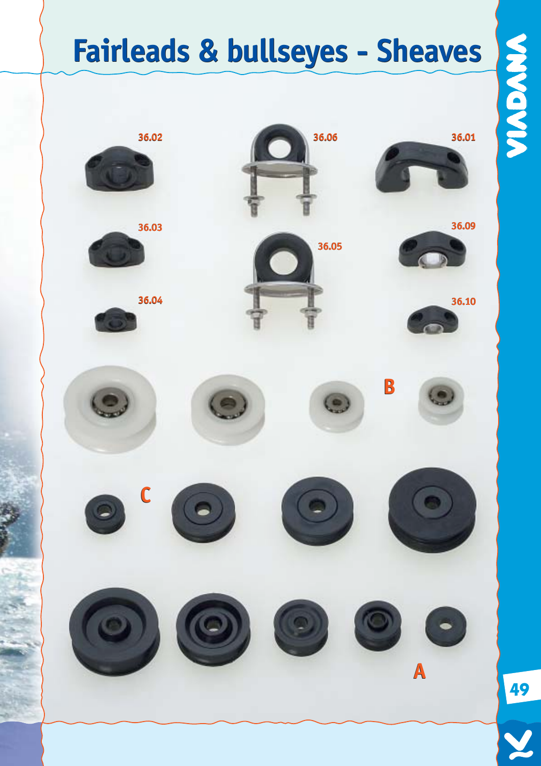# Fairleads & bullseyes - Sheaves

36.02

36.06

36.01

36.03

36.09

36.05

36.04

36.10

B

C

A